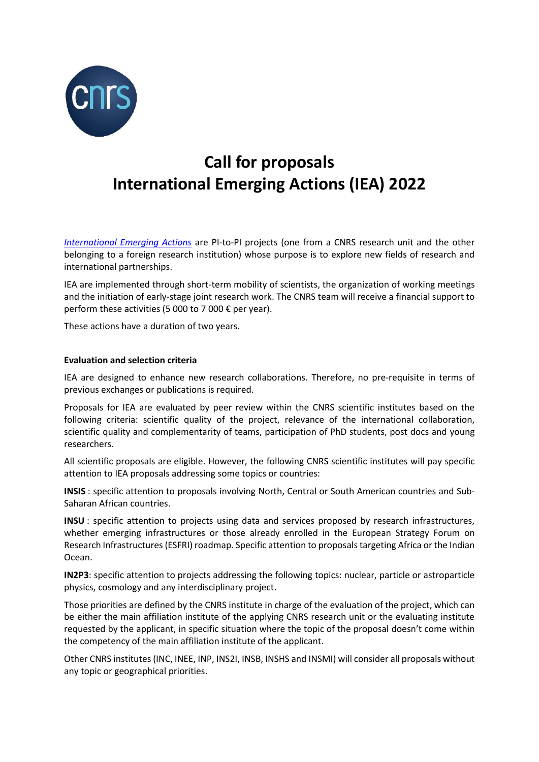# Call for proposals
# International Emerging Actions (IEA) 2022

*International Emerging Actions* are PI-to-PI projects (one from a CNRS research unit and the other belonging to a foreign research institution) whose purpose is to explore new fields of research and international partnerships.

IEA are implemented through short-term mobility of scientists, the organization of working meetings and the initiation of early-stage joint research work. The CNRS team will receive a financial support to perform these activities (5 000 to 7 000 € per year).

These actions have a duration of two years.

**Evaluation and selection criteria**

IEA are designed to enhance new research collaborations. Therefore, no pre-requisite in terms of previous exchanges or publications is required.

Proposals for IEA are evaluated by peer review within the CNRS scientific institutes based on the following criteria: scientific quality of the project, relevance of the international collaboration, scientific quality and complementarity of teams, participation of PhD students, post docs and young researchers.

All scientific proposals are eligible. However, the following CNRS scientific institutes will pay specific attention to IEA proposals addressing some topics or countries:

**INSIS** : specific attention to proposals involving North, Central or South American countries and Sub-Saharan African countries.

**INSU** : specific attention to projects using data and services proposed by research infrastructures, whether emerging infrastructures or those already enrolled in the European Strategy Forum on Research Infrastructures (ESFRI) roadmap. Specific attention to proposals targeting Africa or the Indian Ocean.

**IN2P3**: specific attention to projects addressing the following topics: nuclear, particle or astroparticle physics, cosmology and any interdisciplinary project.

Those priorities are defined by the CNRS institute in charge of the evaluation of the project, which can be either the main affiliation institute of the applying CNRS research unit or the evaluating institute requested by the applicant, in specific situation where the topic of the proposal doesn't come within the competency of the main affiliation institute of the applicant.

Other CNRS institutes (INC, INEE, INP, INS2I, INSB, INSHS and INSMI) will consider all proposals without any topic or geographical priorities.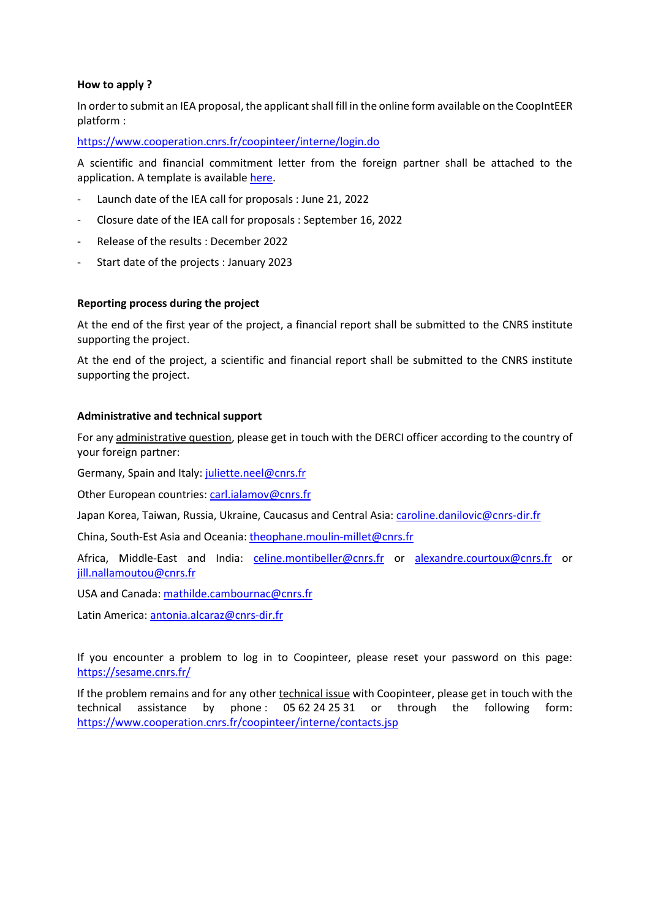**How to apply ?**

In order to submit an IEA proposal, the applicant shall fill in the online form available on the CoopIntEER platform :

https://www.cooperation.cnrs.fr/coopinteer/interne/login.do

A scientific and financial commitment letter from the foreign partner shall be attached to the application. A template is available here.

- Launch date of the IEA call for proposals : June 21, 2022
- Closure date of the IEA call for proposals : September 16, 2022
- Release of the results : December 2022
- Start date of the projects : January 2023

**Reporting process during the project**

At the end of the first year of the project, a financial report shall be submitted to the CNRS institute supporting the project.

At the end of the project, a scientific and financial report shall be submitted to the CNRS institute supporting the project.

**Administrative and technical support**

For any administrative question, please get in touch with the DERCI officer according to the country of your foreign partner:

Germany, Spain and Italy: juliette.neel@cnrs.fr

Other European countries: carl.ialamov@cnrs.fr

Japan Korea, Taiwan, Russia, Ukraine, Caucasus and Central Asia: caroline.danilovic@cnrs-dir.fr

China, South-Est Asia and Oceania: theophane.moulin-millet@cnrs.fr

Africa, Middle-East and India: celine.montibeller@cnrs.fr or alexandre.courtoux@cnrs.fr or jill.nallamoutou@cnrs.fr

USA and Canada: mathilde.cambournac@cnrs.fr

Latin America: antonia.alcaraz@cnrs-dir.fr

If you encounter a problem to log in to Coopinteer, please reset your password on this page: https://sesame.cnrs.fr/

If the problem remains and for any other technical issue with Coopinteer, please get in touch with the technical assistance by phone : 05 62 24 25 31 or through the following form: https://www.cooperation.cnrs.fr/coopinteer/interne/contacts.jsp